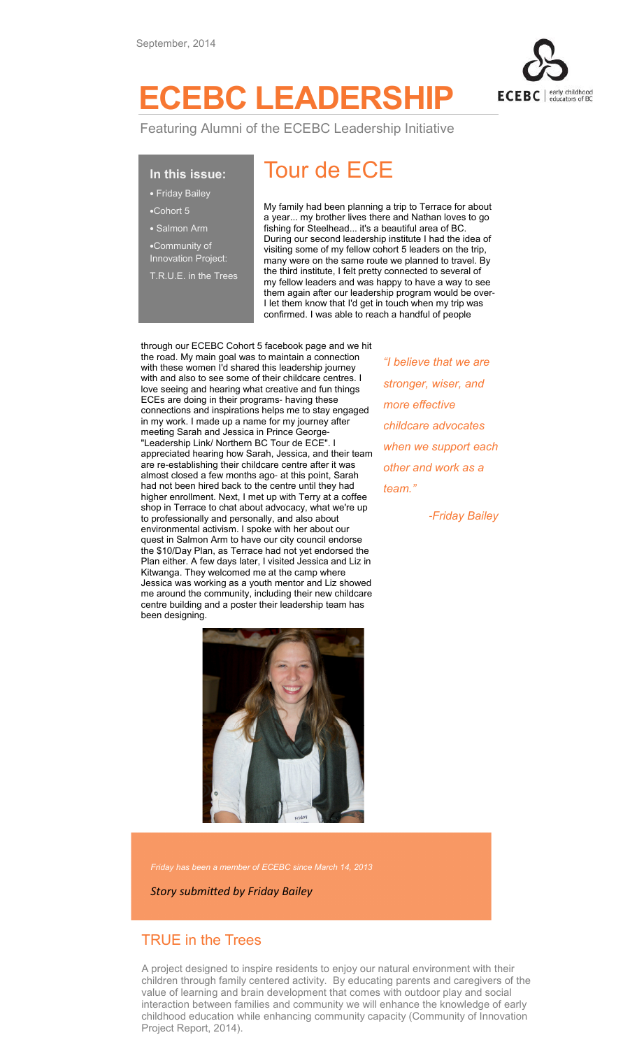September, 2014

# ECEBC LEADERSHIP

Featuring Alumni of the ECEBC Leadership Initiative

**In this issue:**

- Friday Bailey
- Cohort 5
- Salmon Arm
- Community of Innovation Project: T.R.U.E. in the Trees

## Tour de ECE

My family had been planning a trip to Terrace for about a year... my brother lives there and Nathan loves to go fishing for Steelhead... it's a beautiful area of BC. During our second leadership institute I had the idea of visiting some of my fellow cohort 5 leaders on the trip, many were on the same route we planned to travel. By the third institute, I felt pretty connected to several of my fellow leaders and was happy to have a way to see them again after our leadership program would be over- I let them know that I'd get in touch when my trip was confirmed. I was able to reach a handful of people through our ECEBC Cohort 5 facebook page and we hit the road. My main goal was to maintain a connection with these women I'd shared this leadership journey with and also to see some of their childcare centres. I love seeing and hearing what creative and fun things ECEs are doing in their programs- having these connections and inspirations helps me to stay engaged in my work. I made up a name for my journey after meeting Sarah and Jessica in Prince George- "Leadership Link/ Northern BC Tour de ECE". I appreciated hearing how Sarah, Jessica, and their team are re-establishing their childcare centre after it was almost closed a few months ago- at this point, Sarah had not been hired back to the centre until they had higher enrollment. Next, I met up with Terry at a coffee shop in Terrace to chat about advocacy, what we're up to professionally and personally, and also about environmental activism. I spoke with her about our quest in Salmon Arm to have our city council endorse the $10/Day Plan, as Terrace had not yet endorsed the Plan either. A few days later, I visited Jessica and Liz in Kitwanga. They welcomed me at the camp where Jessica was working as a youth mentor and Liz showed me around the community, including their new childcare centre building and a poster their leadership team has been designing.

*"I believe that we are stronger, wiser, and more effective childcare advocates when we support each other and work as a team."*

*-Friday Bailey*

*Friday has been a member of ECEBC since March 14, 2013*

*Story submitted by Friday Bailey*

## TRUE in the Trees

A project designed to inspire residents to enjoy our natural environment with their children through family centered activity. By educating parents and caregivers of the value of learning and brain development that comes with outdoor play and social interaction between families and community we will enhance the knowledge of early childhood education while enhancing community capacity (Community of Innovation Project Report, 2014).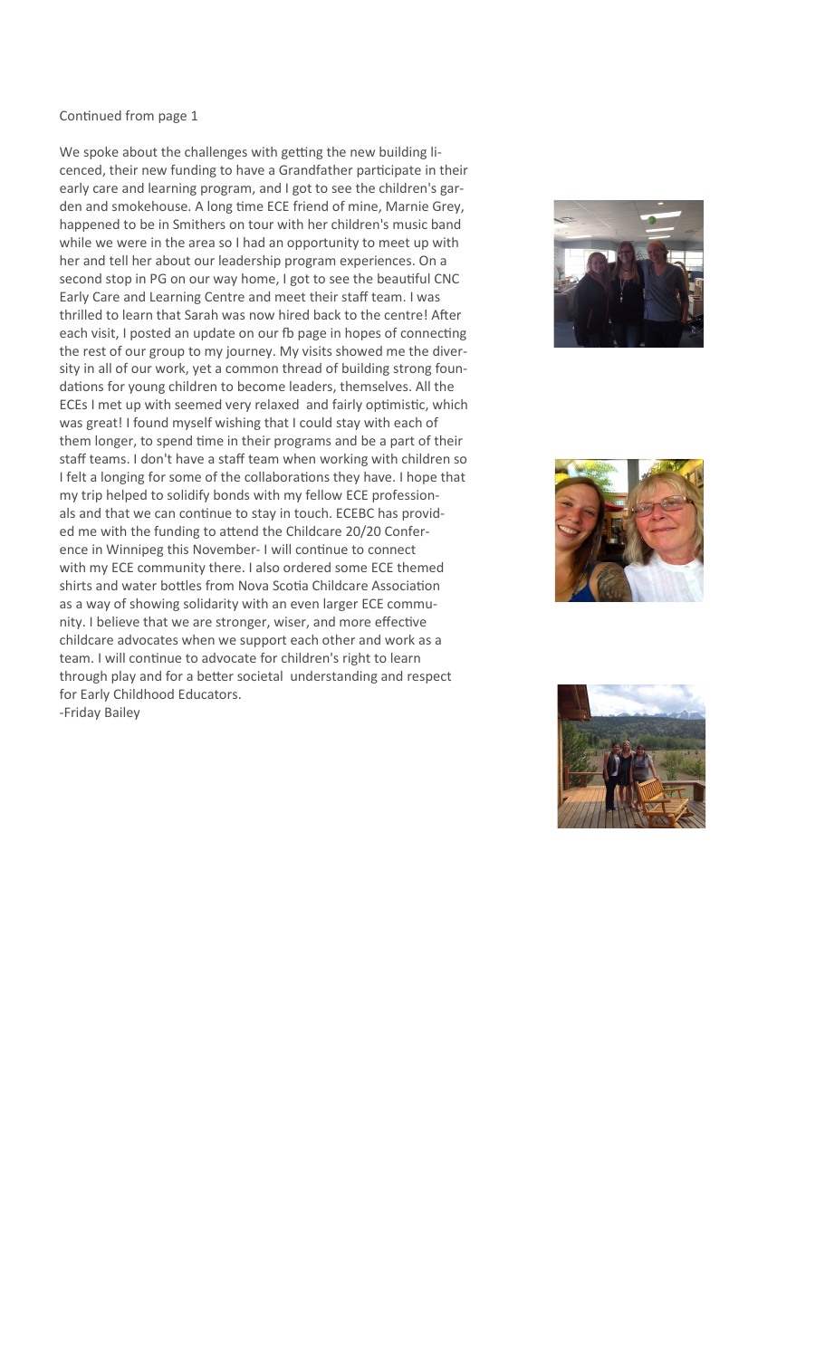Continued from page 1

We spoke about the challenges with getting the new building licenced, their new funding to have a Grandfather participate in their early care and learning program, and I got to see the children's garden and smokehouse. A long time ECE friend of mine, Marnie Grey, happened to be in Smithers on tour with her children's music band while we were in the area so I had an opportunity to meet up with her and tell her about our leadership program experiences. On a second stop in PG on our way home, I got to see the beautiful CNC Early Care and Learning Centre and meet their staff team. I was thrilled to learn that Sarah was now hired back to the centre! After each visit, I posted an update on our fb page in hopes of connecting the rest of our group to my journey. My visits showed me the diversity in all of our work, yet a common thread of building strong foundations for young children to become leaders, themselves. All the ECEs I met up with seemed very relaxed and fairly optimistic, which was great! I found myself wishing that I could stay with each of them longer, to spend time in their programs and be a part of their staff teams. I don't have a staff team when working with children so I felt a longing for some of the collaborations they have. I hope that my trip helped to solidify bonds with my fellow ECE professionals and that we can continue to stay in touch. ECEBC has provided me with the funding to attend the Childcare 20/20 Conference in Winnipeg this November- I will continue to connect with my ECE community there. I also ordered some ECE themed shirts and water bottles from Nova Scotia Childcare Association as a way of showing solidarity with an even larger ECE community. I believe that we are stronger, wiser, and more effective childcare advocates when we support each other and work as a team. I will continue to advocate for children's right to learn through play and for a better societal understanding and respect for Early Childhood Educators.

-Friday Bailey